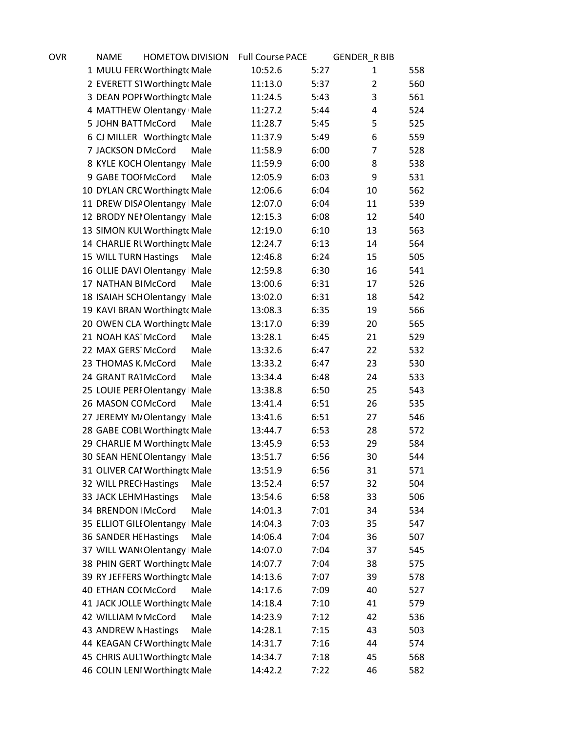| OVR | NAME | HOMETOW | DIVISION | Full Course | PACE | GENDER_R | BIB |
|---|---|---|---|---|---|---|---|
| 1 | MULU FER( | Worthingtc | Male | 10:52.6 | 5:27 | 1 | 558 |
| 2 | EVERETT ST | Worthingtc | Male | 11:13.0 | 5:37 | 2 | 560 |
| 3 | DEAN POPI | Worthingtc | Male | 11:24.5 | 5:43 | 3 | 561 |
| 4 | MATTHEW | Olentangy | Male | 11:27.2 | 5:44 | 4 | 524 |
| 5 | JOHN BATT | McCord | Male | 11:28.7 | 5:45 | 5 | 525 |
| 6 | CJ MILLER | Worthingtc | Male | 11:37.9 | 5:49 | 6 | 559 |
| 7 | JACKSON D | McCord | Male | 11:58.9 | 6:00 | 7 | 528 |
| 8 | KYLE KOCH | Olentangy | Male | 11:59.9 | 6:00 | 8 | 538 |
| 9 | GABE TOOI | McCord | Male | 12:05.9 | 6:03 | 9 | 531 |
| 10 | DYLAN CRC | Worthingtc | Male | 12:06.6 | 6:04 | 10 | 562 |
| 11 | DREW DISA | Olentangy | Male | 12:07.0 | 6:04 | 11 | 539 |
| 12 | BRODY NEI | Olentangy | Male | 12:15.3 | 6:08 | 12 | 540 |
| 13 | SIMON KUI | Worthingtc | Male | 12:19.0 | 6:10 | 13 | 563 |
| 14 | CHARLIE RU | Worthingtc | Male | 12:24.7 | 6:13 | 14 | 564 |
| 15 | WILL TURN | Hastings | Male | 12:46.8 | 6:24 | 15 | 505 |
| 16 | OLLIE DAVI | Olentangy | Male | 12:59.8 | 6:30 | 16 | 541 |
| 17 | NATHAN BI | McCord | Male | 13:00.6 | 6:31 | 17 | 526 |
| 18 | ISAIAH SCH | Olentangy | Male | 13:02.0 | 6:31 | 18 | 542 |
| 19 | KAVI BRAN | Worthingtc | Male | 13:08.3 | 6:35 | 19 | 566 |
| 20 | OWEN CLA | Worthingtc | Male | 13:17.0 | 6:39 | 20 | 565 |
| 21 | NOAH KAS | McCord | Male | 13:28.1 | 6:45 | 21 | 529 |
| 22 | MAX GERS | McCord | Male | 13:32.6 | 6:47 | 22 | 532 |
| 23 | THOMAS K. | McCord | Male | 13:33.2 | 6:47 | 23 | 530 |
| 24 | GRANT RA | McCord | Male | 13:34.4 | 6:48 | 24 | 533 |
| 25 | LOUIE PERI | Olentangy | Male | 13:38.8 | 6:50 | 25 | 543 |
| 26 | MASON CO | McCord | Male | 13:41.4 | 6:51 | 26 | 535 |
| 27 | JEREMY M | Olentangy | Male | 13:41.6 | 6:51 | 27 | 546 |
| 28 | GABE COBL | Worthingtc | Male | 13:44.7 | 6:53 | 28 | 572 |
| 29 | CHARLIE M | Worthingtc | Male | 13:45.9 | 6:53 | 29 | 584 |
| 30 | SEAN HENI | Olentangy | Male | 13:51.7 | 6:56 | 30 | 544 |
| 31 | OLIVER CAI | Worthingtc | Male | 13:51.9 | 6:56 | 31 | 571 |
| 32 | WILL PRECI | Hastings | Male | 13:52.4 | 6:57 | 32 | 504 |
| 33 | JACK LEHM | Hastings | Male | 13:54.6 | 6:58 | 33 | 506 |
| 34 | BRENDON | McCord | Male | 14:01.3 | 7:01 | 34 | 534 |
| 35 | ELLIOT GILI | Olentangy | Male | 14:04.3 | 7:03 | 35 | 547 |
| 36 | SANDER HE | Hastings | Male | 14:06.4 | 7:04 | 36 | 507 |
| 37 | WILL WAN( | Olentangy | Male | 14:07.0 | 7:04 | 37 | 545 |
| 38 | PHIN GERT | Worthingtc | Male | 14:07.7 | 7:04 | 38 | 575 |
| 39 | RY JEFFERS | Worthingtc | Male | 14:13.6 | 7:07 | 39 | 578 |
| 40 | ETHAN CO( | McCord | Male | 14:17.6 | 7:09 | 40 | 527 |
| 41 | JACK JOLLE | Worthingtc | Male | 14:18.4 | 7:10 | 41 | 579 |
| 42 | WILLIAM M | McCord | Male | 14:23.9 | 7:12 | 42 | 536 |
| 43 | ANDREW M | Hastings | Male | 14:28.1 | 7:15 | 43 | 503 |
| 44 | KEAGAN CI | Worthingtc | Male | 14:31.7 | 7:16 | 44 | 574 |
| 45 | CHRIS AULT | Worthingtc | Male | 14:34.7 | 7:18 | 45 | 568 |
| 46 | COLIN LENI | Worthingtc | Male | 14:42.2 | 7:22 | 46 | 582 |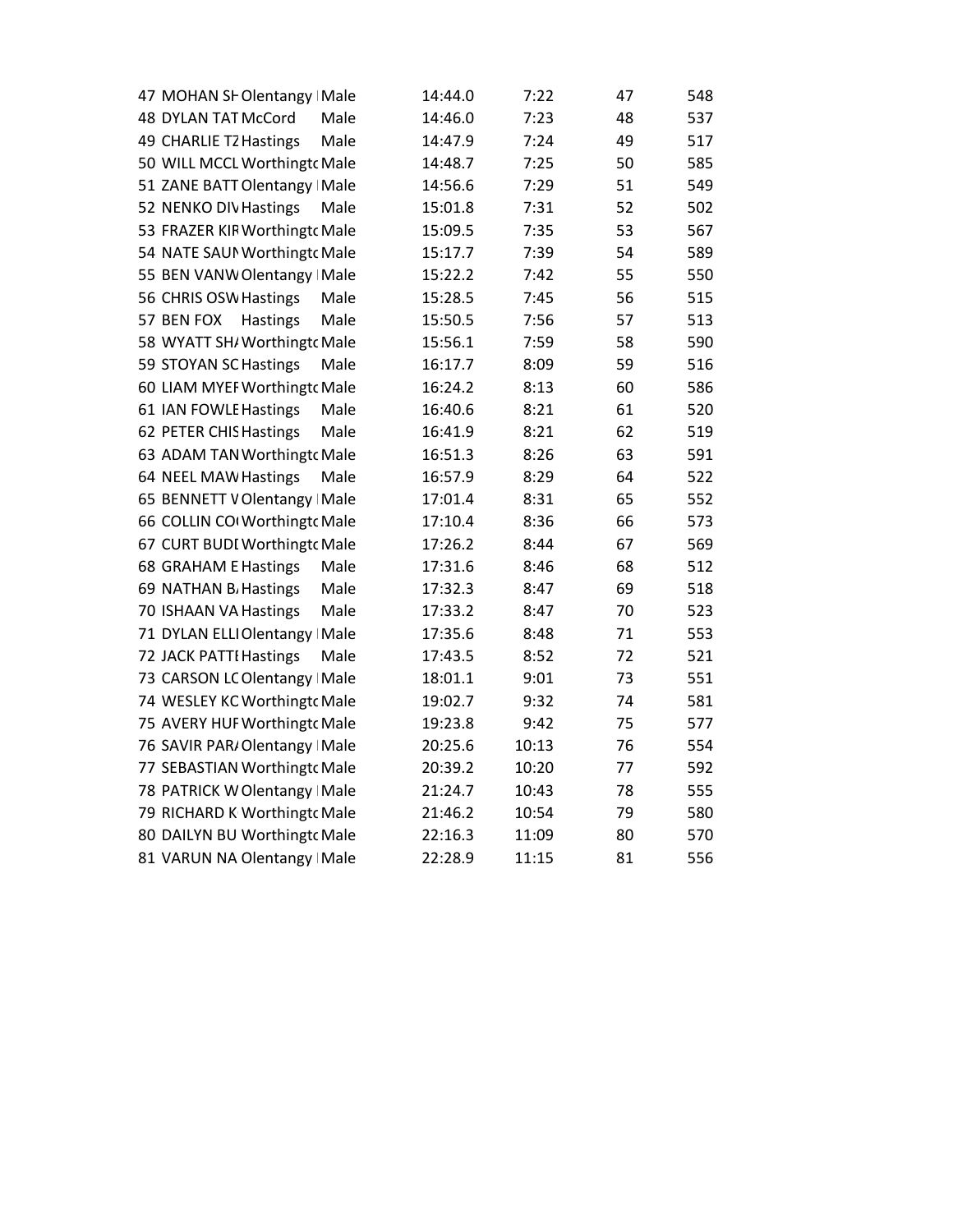| | | | | | | | |
|---|---|---|---|---|---|---|---|
| 47 | MOHAN SH | Olentangy | Male | 14:44.0 | 7:22 | 47 | 548 |
| 48 | DYLAN TAT | McCord | Male | 14:46.0 | 7:23 | 48 | 537 |
| 49 | CHARLIE TZ | Hastings | Male | 14:47.9 | 7:24 | 49 | 517 |
| 50 | WILL MCCL | Worthingto | Male | 14:48.7 | 7:25 | 50 | 585 |
| 51 | ZANE BATT | Olentangy | Male | 14:56.6 | 7:29 | 51 | 549 |
| 52 | NENKO DIV | Hastings | Male | 15:01.8 | 7:31 | 52 | 502 |
| 53 | FRAZER KIR | Worthingto | Male | 15:09.5 | 7:35 | 53 | 567 |
| 54 | NATE SAUN | Worthingto | Male | 15:17.7 | 7:39 | 54 | 589 |
| 55 | BEN VANW | Olentangy | Male | 15:22.2 | 7:42 | 55 | 550 |
| 56 | CHRIS OSW | Hastings | Male | 15:28.5 | 7:45 | 56 | 515 |
| 57 | BEN FOX | Hastings | Male | 15:50.5 | 7:56 | 57 | 513 |
| 58 | WYATT SHA | Worthingto | Male | 15:56.1 | 7:59 | 58 | 590 |
| 59 | STOYAN SC | Hastings | Male | 16:17.7 | 8:09 | 59 | 516 |
| 60 | LIAM MYEF | Worthingto | Male | 16:24.2 | 8:13 | 60 | 586 |
| 61 | IAN FOWLE | Hastings | Male | 16:40.6 | 8:21 | 61 | 520 |
| 62 | PETER CHIS | Hastings | Male | 16:41.9 | 8:21 | 62 | 519 |
| 63 | ADAM TAN | Worthingto | Male | 16:51.3 | 8:26 | 63 | 591 |
| 64 | NEEL MAW | Hastings | Male | 16:57.9 | 8:29 | 64 | 522 |
| 65 | BENNETT V | Olentangy | Male | 17:01.4 | 8:31 | 65 | 552 |
| 66 | COLLIN CO | Worthingto | Male | 17:10.4 | 8:36 | 66 | 573 |
| 67 | CURT BUDI | Worthingto | Male | 17:26.2 | 8:44 | 67 | 569 |
| 68 | GRAHAM E | Hastings | Male | 17:31.6 | 8:46 | 68 | 512 |
| 69 | NATHAN BA | Hastings | Male | 17:32.3 | 8:47 | 69 | 518 |
| 70 | ISHAAN VA | Hastings | Male | 17:33.2 | 8:47 | 70 | 523 |
| 71 | DYLAN ELLI | Olentangy | Male | 17:35.6 | 8:48 | 71 | 553 |
| 72 | JACK PATTE | Hastings | Male | 17:43.5 | 8:52 | 72 | 521 |
| 73 | CARSON LC | Olentangy | Male | 18:01.1 | 9:01 | 73 | 551 |
| 74 | WESLEY KC | Worthingto | Male | 19:02.7 | 9:32 | 74 | 581 |
| 75 | AVERY HUF | Worthingto | Male | 19:23.8 | 9:42 | 75 | 577 |
| 76 | SAVIR PARA | Olentangy | Male | 20:25.6 | 10:13 | 76 | 554 |
| 77 | SEBASTIAN | Worthingto | Male | 20:39.2 | 10:20 | 77 | 592 |
| 78 | PATRICK W | Olentangy | Male | 21:24.7 | 10:43 | 78 | 555 |
| 79 | RICHARD K | Worthingto | Male | 21:46.2 | 10:54 | 79 | 580 |
| 80 | DAILYN BU | Worthingto | Male | 22:16.3 | 11:09 | 80 | 570 |
| 81 | VARUN NA | Olentangy | Male | 22:28.9 | 11:15 | 81 | 556 |